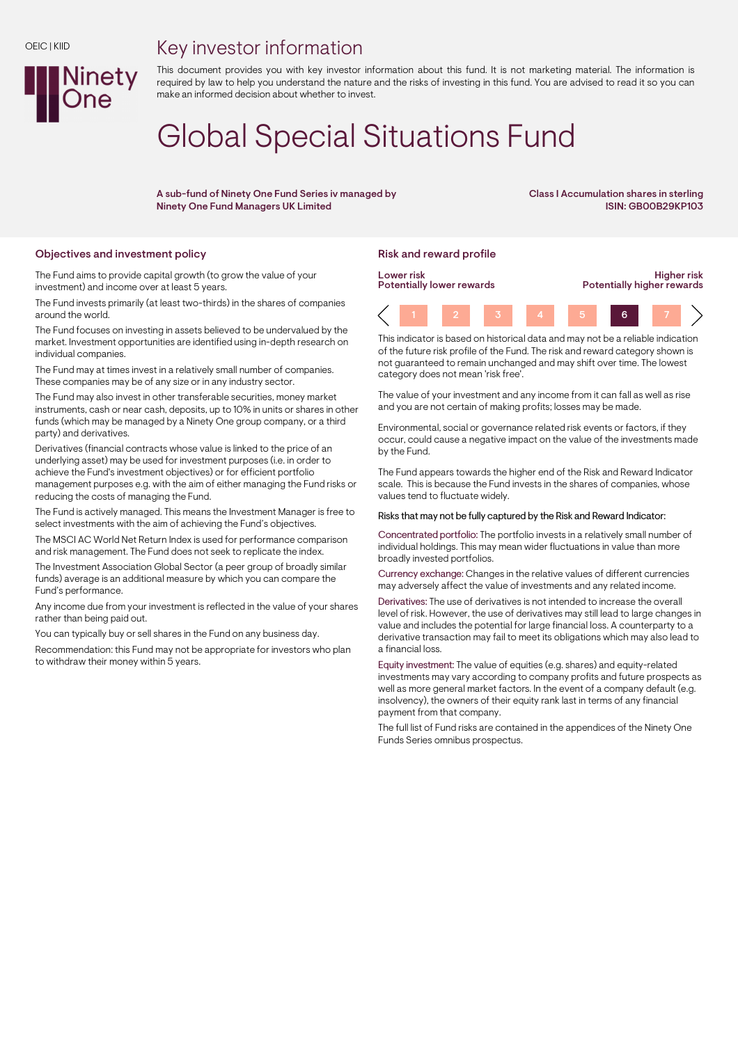OEIC | KIID

# Key investor information

This document provides you with key investor information about this fund. It is not marketing material. The information is required by law to help you understand the nature and the risks of investing in this fund. You are advised to read it so you can make an informed decision about whether to invest.

# Global Special Situations Fund

**A sub-fund of Ninety One Fund Series iv managed by Ninety One Fund Managers UK Limited**

**Class I Accumulation shares in sterling**
**ISIN: GB00B29KP103**

## Objectives and investment policy

The Fund aims to provide capital growth (to grow the value of your investment) and income over at least 5 years.

The Fund invests primarily (at least two-thirds) in the shares of companies around the world.

The Fund focuses on investing in assets believed to be undervalued by the market. Investment opportunities are identified using in-depth research on individual companies.

The Fund may at times invest in a relatively small number of companies. These companies may be of any size or in any industry sector.

The Fund may also invest in other transferable securities, money market instruments, cash or near cash, deposits, up to 10% in units or shares in other funds (which may be managed by a Ninety One group company, or a third party) and derivatives.

Derivatives (financial contracts whose value is linked to the price of an underlying asset) may be used for investment purposes (i.e. in order to achieve the Fund's investment objectives) or for efficient portfolio management purposes e.g. with the aim of either managing the Fund risks or reducing the costs of managing the Fund.

The Fund is actively managed. This means the Investment Manager is free to select investments with the aim of achieving the Fund's objectives.

The MSCI AC World Net Return Index is used for performance comparison and risk management. The Fund does not seek to replicate the index.

The Investment Association Global Sector (a peer group of broadly similar funds) average is an additional measure by which you can compare the Fund's performance.

Any income due from your investment is reflected in the value of your shares rather than being paid out.

You can typically buy or sell shares in the Fund on any business day.

Recommendation: this Fund may not be appropriate for investors who plan to withdraw their money within 5 years.

## Risk and reward profile

| Lower risk<br>Potentially lower rewards | | | | | | Higher risk<br>Potentially higher rewards |
|---|---|---|---|---|---|---|
| 1 | 2 | 3 | 4 | 5 | **6** | 7 |

This indicator is based on historical data and may not be a reliable indication of the future risk profile of the Fund. The risk and reward category shown is not guaranteed to remain unchanged and may shift over time. The lowest category does not mean 'risk free'.

The value of your investment and any income from it can fall as well as rise and you are not certain of making profits; losses may be made.

Environmental, social or governance related risk events or factors, if they occur, could cause a negative impact on the value of the investments made by the Fund.

The Fund appears towards the higher end of the Risk and Reward Indicator scale. This is because the Fund invests in the shares of companies, whose values tend to fluctuate widely.

Risks that may not be fully captured by the Risk and Reward Indicator:

Concentrated portfolio: The portfolio invests in a relatively small number of individual holdings. This may mean wider fluctuations in value than more broadly invested portfolios.

Currency exchange: Changes in the relative values of different currencies may adversely affect the value of investments and any related income.

Derivatives: The use of derivatives is not intended to increase the overall level of risk. However, the use of derivatives may still lead to large changes in value and includes the potential for large financial loss. A counterparty to a derivative transaction may fail to meet its obligations which may also lead to a financial loss.

Equity investment: The value of equities (e.g. shares) and equity-related investments may vary according to company profits and future prospects as well as more general market factors. In the event of a company default (e.g. insolvency), the owners of their equity rank last in terms of any financial payment from that company.

The full list of Fund risks are contained in the appendices of the Ninety One Funds Series omnibus prospectus.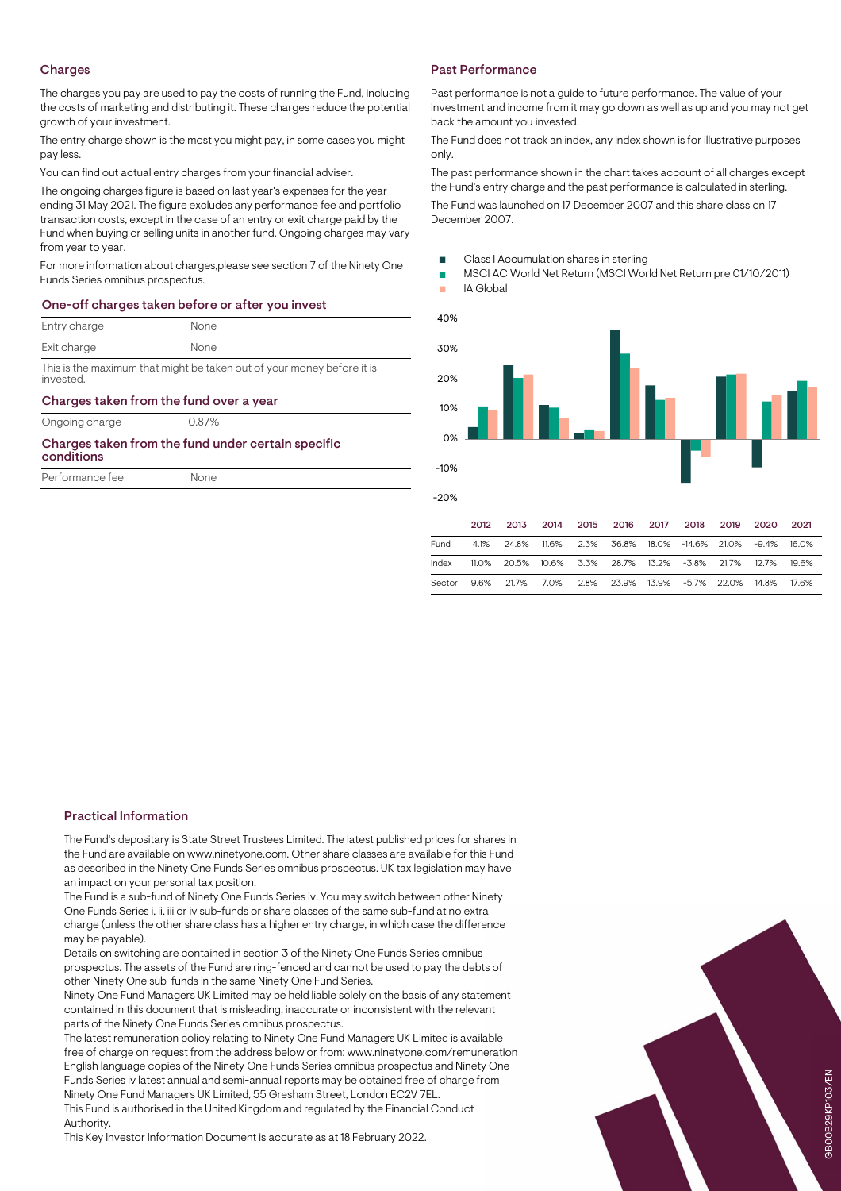## Charges

The charges you pay are used to pay the costs of running the Fund, including the costs of marketing and distributing it. These charges reduce the potential growth of your investment.

The entry charge shown is the most you might pay, in some cases you might pay less.

You can find out actual entry charges from your financial adviser.

The ongoing charges figure is based on last year's expenses for the year ending 31 May 2021. The figure excludes any performance fee and portfolio transaction costs, except in the case of an entry or exit charge paid by the Fund when buying or selling units in another fund. Ongoing charges may vary from year to year.

For more information about charges,please see section 7 of the Ninety One Funds Series omnibus prospectus.

### One-off charges taken before or after you invest

| | |
|---|---|
| Entry charge | None |
| Exit charge | None |

This is the maximum that might be taken out of your money before it is invested.

### Charges taken from the fund over a year

| | |
|---|---|
| Ongoing charge | 0.87% |

### Charges taken from the fund under certain specific conditions

| | |
|---|---|
| Performance fee | None |

## Past Performance

Past performance is not a guide to future performance. The value of your investment and income from it may go down as well as up and you may not get back the amount you invested.

The Fund does not track an index, any index shown is for illustrative purposes only.

The past performance shown in the chart takes account of all charges except the Fund's entry charge and the past performance is calculated in sterling.

The Fund was launched on 17 December 2007 and this share class on 17 December 2007.

Class I Accumulation shares in sterling
MSCI AC World Net Return (MSCI World Net Return pre 01/10/2011)
IA Global

40%
30%
20%
10%
0%
-10%
-20%

| | 2012 | 2013 | 2014 | 2015 | 2016 | 2017 | 2018 | 2019 | 2020 | 2021 |
|---|---|---|---|---|---|---|---|---|---|---|
| Fund | 4.1% | 24.8% | 11.6% | 2.3% | 36.8% | 18.0% | -14.6% | 21.0% | -9.4% | 16.0% |
| Index | 11.0% | 20.5% | 10.6% | 3.3% | 28.7% | 13.2% | -3.8% | 21.7% | 12.7% | 19.6% |
| Sector | 9.6% | 21.7% | 7.0% | 2.8% | 23.9% | 13.9% | -5.7% | 22.0% | 14.8% | 17.6% |

## Practical Information

The Fund's depositary is State Street Trustees Limited. The latest published prices for shares in the Fund are available on www.ninetyone.com. Other share classes are available for this Fund as described in the Ninety One Funds Series omnibus prospectus. UK tax legislation may have an impact on your personal tax position.

The Fund is a sub-fund of Ninety One Funds Series iv. You may switch between other Ninety One Funds Series i, ii, iii or iv sub-funds or share classes of the same sub-fund at no extra charge (unless the other share class has a higher entry charge, in which case the difference may be payable).

Details on switching are contained in section 3 of the Ninety One Funds Series omnibus prospectus. The assets of the Fund are ring-fenced and cannot be used to pay the debts of other Ninety One sub-funds in the same Ninety One Fund Series.

Ninety One Fund Managers UK Limited may be held liable solely on the basis of any statement contained in this document that is misleading, inaccurate or inconsistent with the relevant parts of the Ninety One Funds Series omnibus prospectus.

The latest remuneration policy relating to Ninety One Fund Managers UK Limited is available free of charge on request from the address below or from: www.ninetyone.com/remuneration English language copies of the Ninety One Funds Series omnibus prospectus and Ninety One Funds Series iv latest annual and semi-annual reports may be obtained free of charge from Ninety One Fund Managers UK Limited, 55 Gresham Street, London EC2V 7EL.

This Fund is authorised in the United Kingdom and regulated by the Financial Conduct Authority.

This Key Investor Information Document is accurate as at 18 February 2022.